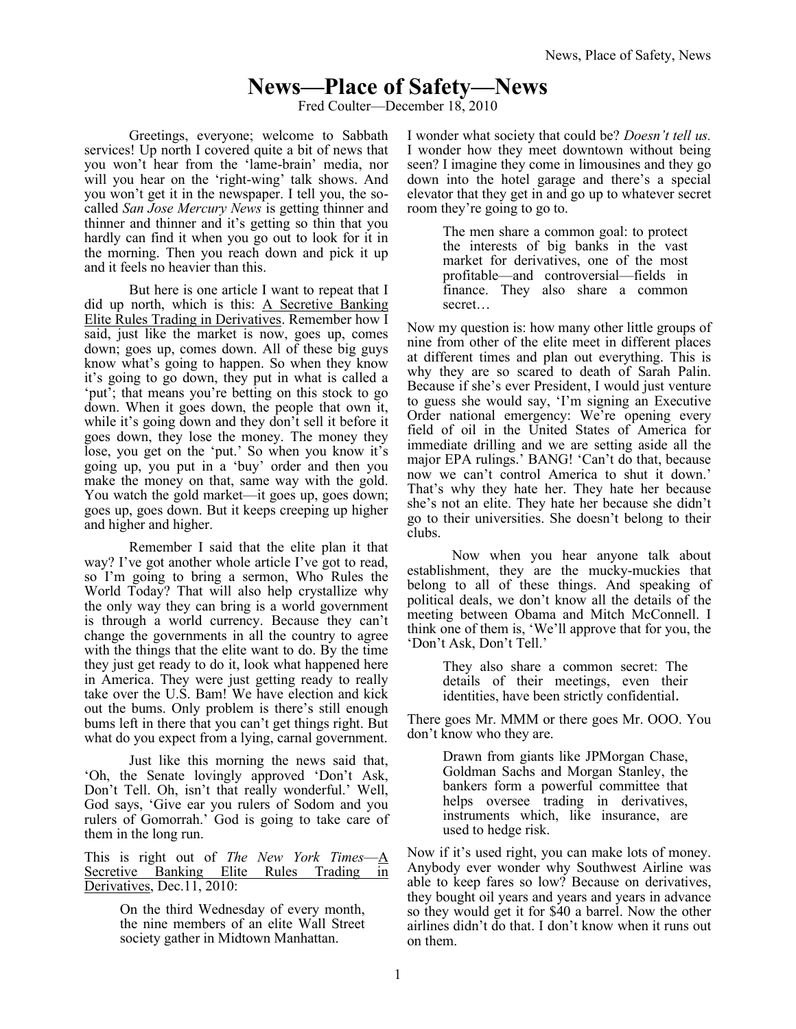# News—Place of Safety—News

Fred Coulter—December 18, 2010

Greetings, everyone; welcome to Sabbath services! Up north I covered quite a bit of news that you won't hear from the 'lame-brain' media, nor will you hear on the 'right-wing' talk shows. And you won't get it in the newspaper. I tell you, the so-called *San Jose Mercury News* is getting thinner and thinner and thinner and it's getting so thin that you hardly can find it when you go out to look for it in the morning. Then you reach down and pick it up and it feels no heavier than this.

But here is one article I want to repeat that I did up north, which is this: A Secretive Banking Elite Rules Trading in Derivatives. Remember how I said, just like the market is now, goes up, comes down; goes up, comes down. All of these big guys know what's going to happen. So when they know it's going to go down, they put in what is called a 'put'; that means you're betting on this stock to go down. When it goes down, the people that own it, while it's going down and they don't sell it before it goes down, they lose the money. The money they lose, you get on the 'put.' So when you know it's going up, you put in a 'buy' order and then you make the money on that, same way with the gold. You watch the gold market—it goes up, goes down; goes up, goes down. But it keeps creeping up higher and higher and higher.

Remember I said that the elite plan it that way? I've got another whole article I've got to read, so I'm going to bring a sermon, Who Rules the World Today? That will also help crystallize why the only way they can bring is a world government is through a world currency. Because they can't change the governments in all the country to agree with the things that the elite want to do. By the time they just get ready to do it, look what happened here in America. They were just getting ready to really take over the U.S. Bam! We have election and kick out the bums. Only problem is there's still enough bums left in there that you can't get things right. But what do you expect from a lying, carnal government.

Just like this morning the news said that, 'Oh, the Senate lovingly approved 'Don't Ask, Don't Tell. Oh, isn't that really wonderful.' Well, God says, 'Give ear you rulers of Sodom and you rulers of Gomorrah.' God is going to take care of them in the long run.

This is right out of *The New York Times*—A Secretive Banking Elite Rules Trading in Derivatives, Dec.11, 2010:

> On the third Wednesday of every month, the nine members of an elite Wall Street society gather in Midtown Manhattan.

I wonder what society that could be? *Doesn't tell us.* I wonder how they meet downtown without being seen? I imagine they come in limousines and they go down into the hotel garage and there's a special elevator that they get in and go up to whatever secret room they're going to go to.

> The men share a common goal: to protect the interests of big banks in the vast market for derivatives, one of the most profitable—and controversial—fields in finance. They also share a common secret…

Now my question is: how many other little groups of nine from other of the elite meet in different places at different times and plan out everything. This is why they are so scared to death of Sarah Palin. Because if she's ever President, I would just venture to guess she would say, 'I'm signing an Executive Order national emergency: We're opening every field of oil in the United States of America for immediate drilling and we are setting aside all the major EPA rulings.' BANG! 'Can't do that, because now we can't control America to shut it down.' That's why they hate her. They hate her because she's not an elite. They hate her because she didn't go to their universities. She doesn't belong to their clubs.

Now when you hear anyone talk about establishment, they are the mucky-muckies that belong to all of these things. And speaking of political deals, we don't know all the details of the meeting between Obama and Mitch McConnell. I think one of them is, 'We'll approve that for you, the 'Don't Ask, Don't Tell.'

> They also share a common secret: The details of their meetings, even their identities, have been strictly confidential**.**

There goes Mr. MMM or there goes Mr. OOO. You don't know who they are.

> Drawn from giants like JPMorgan Chase, Goldman Sachs and Morgan Stanley, the bankers form a powerful committee that helps oversee trading in derivatives, instruments which, like insurance, are used to hedge risk.

Now if it's used right, you can make lots of money. Anybody ever wonder why Southwest Airline was able to keep fares so low? Because on derivatives, they bought oil years and years and years in advance so they would get it for $40 a barrel. Now the other airlines didn't do that. I don't know when it runs out on them.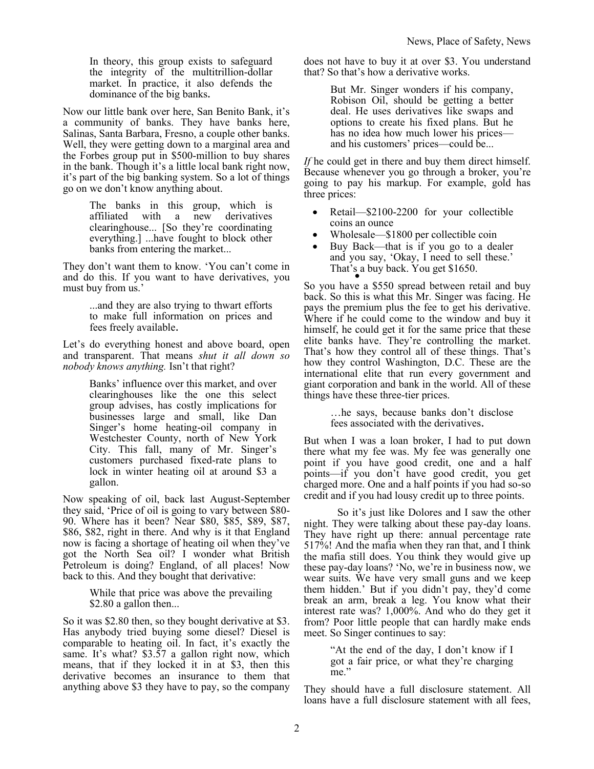> In theory, this group exists to safeguard the integrity of the multitrillion-dollar market. In practice, it also defends the dominance of the big banks.

Now our little bank over here, San Benito Bank, it's a community of banks. They have banks here, Salinas, Santa Barbara, Fresno, a couple other banks. Well, they were getting down to a marginal area and the Forbes group put in $500-million to buy shares in the bank. Though it's a little local bank right now, it's part of the big banking system. So a lot of things go on we don't know anything about.

> The banks in this group, which is affiliated with a new derivatives clearinghouse... [So they're coordinating everything.] ...have fought to block other banks from entering the market...

They don't want them to know. 'You can't come in and do this. If you want to have derivatives, you must buy from us.'

> ...and they are also trying to thwart efforts to make full information on prices and fees freely available.

Let's do everything honest and above board, open and transparent. That means *shut it all down so nobody knows anything.* Isn't that right?

> Banks' influence over this market, and over clearinghouses like the one this select group advises, has costly implications for businesses large and small, like Dan Singer's home heating-oil company in Westchester County, north of New York City. This fall, many of Mr. Singer's customers purchased fixed-rate plans to lock in winter heating oil at around $3 a gallon.

Now speaking of oil, back last August-September they said, 'Price of oil is going to vary between $80-90. Where has it been? Near $80, $85, $89, $87, $86, $82, right in there. And why is it that England now is facing a shortage of heating oil when they've got the North Sea oil? I wonder what British Petroleum is doing? England, of all places! Now back to this. And they bought that derivative:

> While that price was above the prevailing $2.80 a gallon then...

So it was $2.80 then, so they bought derivative at $3. Has anybody tried buying some diesel? Diesel is comparable to heating oil. In fact, it's exactly the same. It's what? $3.57 a gallon right now, which means, that if they locked it in at $3, then this derivative becomes an insurance to them that anything above $3 they have to pay, so the company does not have to buy it at over $3. You understand that? So that's how a derivative works.

> But Mr. Singer wonders if his company, Robison Oil, should be getting a better deal. He uses derivatives like swaps and options to create his fixed plans. But he has no idea how much lower his prices—and his customers' prices—could be...

*If* he could get in there and buy them direct himself. Because whenever you go through a broker, you're going to pay his markup. For example, gold has three prices:

- Retail—$2100-2200 for your collectible coins an ounce
- Wholesale—$1800 per collectible coin
- Buy Back—that is if you go to a dealer and you say, 'Okay, I need to sell these.' That's a buy back. You get $1650.

So you have a $550 spread between retail and buy back. So this is what this Mr. Singer was facing. He pays the premium plus the fee to get his derivative. Where if he could come to the window and buy it himself, he could get it for the same price that these elite banks have. They're controlling the market. That's how they control all of these things. That's how they control Washington, D.C. These are the international elite that run every government and giant corporation and bank in the world. All of these things have these three-tier prices.

> …he says, because banks don't disclose fees associated with the derivatives.

But when I was a loan broker, I had to put down there what my fee was. My fee was generally one point if you have good credit, one and a half points—if you don't have good credit, you get charged more. One and a half points if you had so-so credit and if you had lousy credit up to three points.

So it's just like Dolores and I saw the other night. They were talking about these pay-day loans. They have right up there: annual percentage rate 517%! And the mafia when they ran that, and I think the mafia still does. You think they would give up these pay-day loans? 'No, we're in business now, we wear suits. We have very small guns and we keep them hidden.' But if you didn't pay, they'd come break an arm, break a leg. You know what their interest rate was? 1,000%. And who do they get it from? Poor little people that can hardly make ends meet. So Singer continues to say:

> "At the end of the day, I don't know if I got a fair price, or what they're charging me."

They should have a full disclosure statement. All loans have a full disclosure statement with all fees,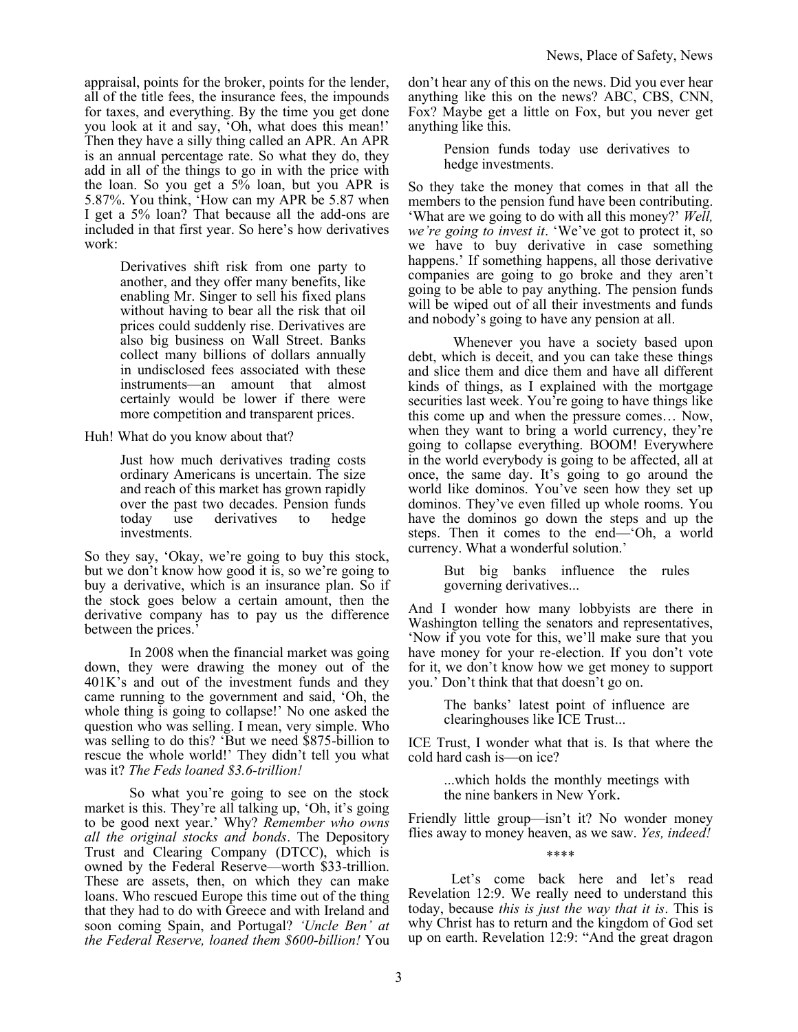appraisal, points for the broker, points for the lender, all of the title fees, the insurance fees, the impounds for taxes, and everything. By the time you get done you look at it and say, 'Oh, what does this mean!' Then they have a silly thing called an APR. An APR is an annual percentage rate. So what they do, they add in all of the things to go in with the price with the loan. So you get a 5% loan, but you APR is 5.87%. You think, 'How can my APR be 5.87 when I get a 5% loan? That because all the add-ons are included in that first year. So here's how derivatives work:

> Derivatives shift risk from one party to another, and they offer many benefits, like enabling Mr. Singer to sell his fixed plans without having to bear all the risk that oil prices could suddenly rise. Derivatives are also big business on Wall Street. Banks collect many billions of dollars annually in undisclosed fees associated with these instruments—an amount that almost certainly would be lower if there were more competition and transparent prices.

Huh! What do you know about that?

> Just how much derivatives trading costs ordinary Americans is uncertain. The size and reach of this market has grown rapidly over the past two decades. Pension funds today use derivatives to hedge investments.

So they say, 'Okay, we're going to buy this stock, but we don't know how good it is, so we're going to buy a derivative, which is an insurance plan. So if the stock goes below a certain amount, then the derivative company has to pay us the difference between the prices.'

In 2008 when the financial market was going down, they were drawing the money out of the 401K's and out of the investment funds and they came running to the government and said, 'Oh, the whole thing is going to collapse!' No one asked the question who was selling. I mean, very simple. Who was selling to do this? 'But we need $875-billion to rescue the whole world!' They didn't tell you what was it? *The Feds loaned $3.6-trillion!*

So what you're going to see on the stock market is this. They're all talking up, 'Oh, it's going to be good next year.' Why? *Remember who owns all the original stocks and bonds*. The Depository Trust and Clearing Company (DTCC), which is owned by the Federal Reserve—worth $33-trillion. These are assets, then, on which they can make loans. Who rescued Europe this time out of the thing that they had to do with Greece and with Ireland and soon coming Spain, and Portugal? *'Uncle Ben' at the Federal Reserve, loaned them $600-billion!* You don't hear any of this on the news. Did you ever hear anything like this on the news? ABC, CBS, CNN, Fox? Maybe get a little on Fox, but you never get anything like this.

> Pension funds today use derivatives to hedge investments.

So they take the money that comes in that all the members to the pension fund have been contributing. 'What are we going to do with all this money?' *Well, we're going to invest it*. 'We've got to protect it, so we have to buy derivative in case something happens.' If something happens, all those derivative companies are going to go broke and they aren't going to be able to pay anything. The pension funds will be wiped out of all their investments and funds and nobody's going to have any pension at all.

Whenever you have a society based upon debt, which is deceit, and you can take these things and slice them and dice them and have all different kinds of things, as I explained with the mortgage securities last week. You're going to have things like this come up and when the pressure comes… Now, when they want to bring a world currency, they're going to collapse everything. BOOM! Everywhere in the world everybody is going to be affected, all at once, the same day. It's going to go around the world like dominos. You've seen how they set up dominos. They've even filled up whole rooms. You have the dominos go down the steps and up the steps. Then it comes to the end—'Oh, a world currency. What a wonderful solution.'

> But big banks influence the rules governing derivatives...

And I wonder how many lobbyists are there in Washington telling the senators and representatives, 'Now if you vote for this, we'll make sure that you have money for your re-election. If you don't vote for it, we don't know how we get money to support you.' Don't think that that doesn't go on.

> The banks' latest point of influence are clearinghouses like ICE Trust...

ICE Trust, I wonder what that is. Is that where the cold hard cash is—on ice?

> ...which holds the monthly meetings with the nine bankers in New York**.**

Friendly little group—isn't it? No wonder money flies away to money heaven, as we saw. *Yes, indeed!*

\*\*\*\*

Let's come back here and let's read Revelation 12:9. We really need to understand this today, because *this is just the way that it is*. This is why Christ has to return and the kingdom of God set up on earth. Revelation 12:9: "And the great dragon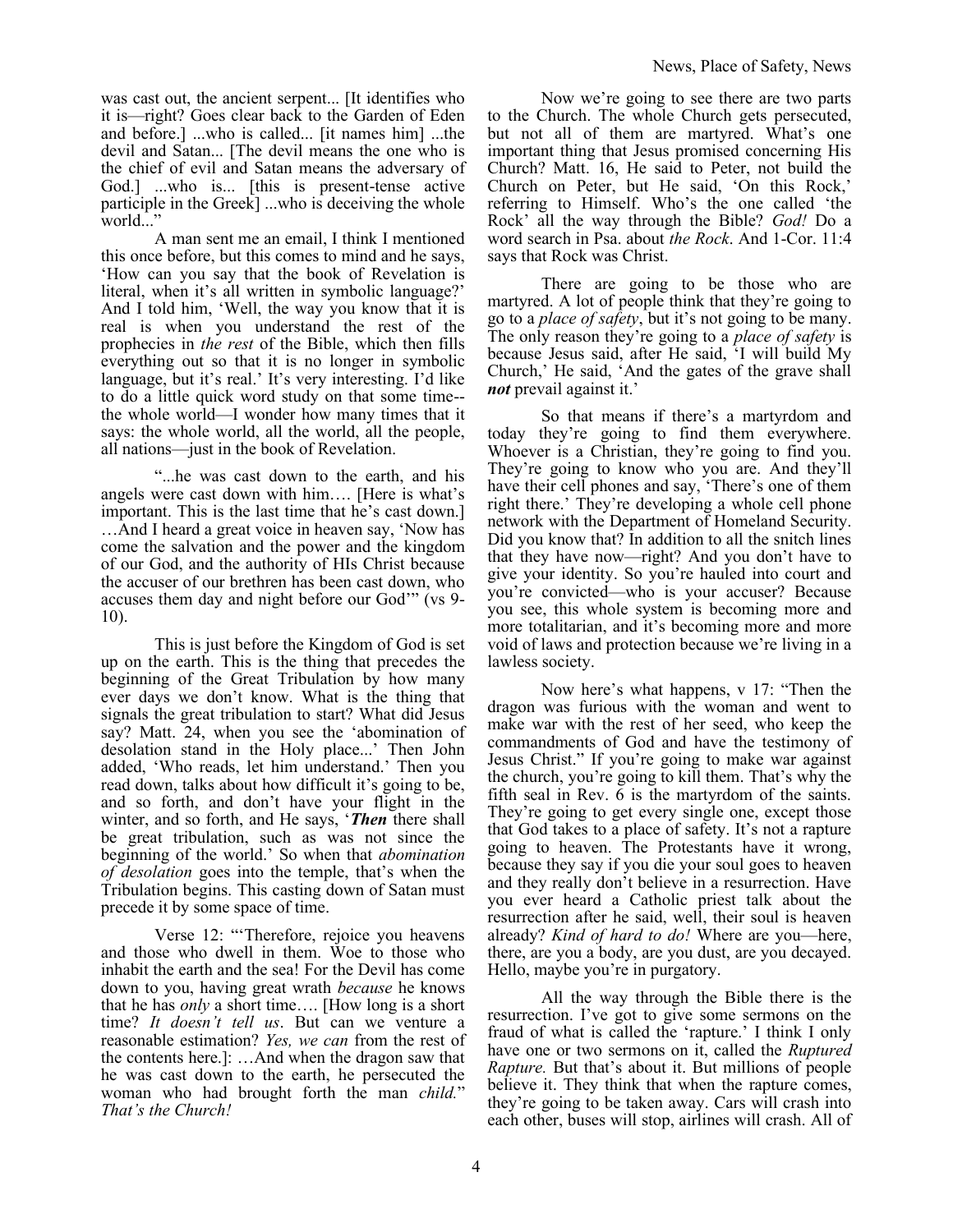was cast out, the ancient serpent... [It identifies who it is—right? Goes clear back to the Garden of Eden and before.] ...who is called... [it names him] ...the devil and Satan... [The devil means the one who is the chief of evil and Satan means the adversary of God.] ...who is... [this is present-tense active participle in the Greek] ...who is deceiving the whole world..."

A man sent me an email, I think I mentioned this once before, but this comes to mind and he says, 'How can you say that the book of Revelation is literal, when it's all written in symbolic language?' And I told him, 'Well, the way you know that it is real is when you understand the rest of the prophecies in *the rest* of the Bible, which then fills everything out so that it is no longer in symbolic language, but it's real.' It's very interesting. I'd like to do a little quick word study on that some time--the whole world—I wonder how many times that it says: the whole world, all the world, all the people, all nations—just in the book of Revelation.

"...he was cast down to the earth, and his angels were cast down with him…. [Here is what's important. This is the last time that he's cast down.] …And I heard a great voice in heaven say, 'Now has come the salvation and the power and the kingdom of our God, and the authority of HIs Christ because the accuser of our brethren has been cast down, who accuses them day and night before our God'" (vs 9-10).

This is just before the Kingdom of God is set up on the earth. This is the thing that precedes the beginning of the Great Tribulation by how many ever days we don't know. What is the thing that signals the great tribulation to start? What did Jesus say? Matt. 24, when you see the 'abomination of desolation stand in the Holy place...' Then John added, 'Who reads, let him understand.' Then you read down, talks about how difficult it's going to be, and so forth, and don't have your flight in the winter, and so forth, and He says, '***Then*** there shall be great tribulation, such as was not since the beginning of the world.' So when that *abomination of desolation* goes into the temple, that's when the Tribulation begins. This casting down of Satan must precede it by some space of time.

Verse 12: "'Therefore, rejoice you heavens and those who dwell in them. Woe to those who inhabit the earth and the sea! For the Devil has come down to you, having great wrath *because* he knows that he has *only* a short time…. [How long is a short time? *It doesn't tell us*. But can we venture a reasonable estimation? *Yes, we can* from the rest of the contents here.]: …And when the dragon saw that he was cast down to the earth, he persecuted the woman who had brought forth the man *child.*" *That's the Church!*

Now we're going to see there are two parts to the Church. The whole Church gets persecuted, but not all of them are martyred. What's one important thing that Jesus promised concerning His Church? Matt. 16, He said to Peter, not build the Church on Peter, but He said, 'On this Rock,' referring to Himself. Who's the one called 'the Rock' all the way through the Bible? *God!* Do a word search in Psa. about *the Rock*. And 1-Cor. 11:4 says that Rock was Christ.

There are going to be those who are martyred. A lot of people think that they're going to go to a *place of safety*, but it's not going to be many. The only reason they're going to a *place of safety* is because Jesus said, after He said, 'I will build My Church,' He said, 'And the gates of the grave shall ***not*** prevail against it.'

So that means if there's a martyrdom and today they're going to find them everywhere. Whoever is a Christian, they're going to find you. They're going to know who you are. And they'll have their cell phones and say, 'There's one of them right there.' They're developing a whole cell phone network with the Department of Homeland Security. Did you know that? In addition to all the snitch lines that they have now—right? And you don't have to give your identity. So you're hauled into court and you're convicted—who is your accuser? Because you see, this whole system is becoming more and more totalitarian, and it's becoming more and more void of laws and protection because we're living in a lawless society.

Now here's what happens, v 17: "Then the dragon was furious with the woman and went to make war with the rest of her seed, who keep the commandments of God and have the testimony of Jesus Christ." If you're going to make war against the church, you're going to kill them. That's why the fifth seal in Rev. 6 is the martyrdom of the saints. They're going to get every single one, except those that God takes to a place of safety. It's not a rapture going to heaven. The Protestants have it wrong, because they say if you die your soul goes to heaven and they really don't believe in a resurrection. Have you ever heard a Catholic priest talk about the resurrection after he said, well, their soul is heaven already? *Kind of hard to do!* Where are you—here, there, are you a body, are you dust, are you decayed. Hello, maybe you're in purgatory.

All the way through the Bible there is the resurrection. I've got to give some sermons on the fraud of what is called the 'rapture.' I think I only have one or two sermons on it, called the *Ruptured Rapture.* But that's about it. But millions of people believe it. They think that when the rapture comes, they're going to be taken away. Cars will crash into each other, buses will stop, airlines will crash. All of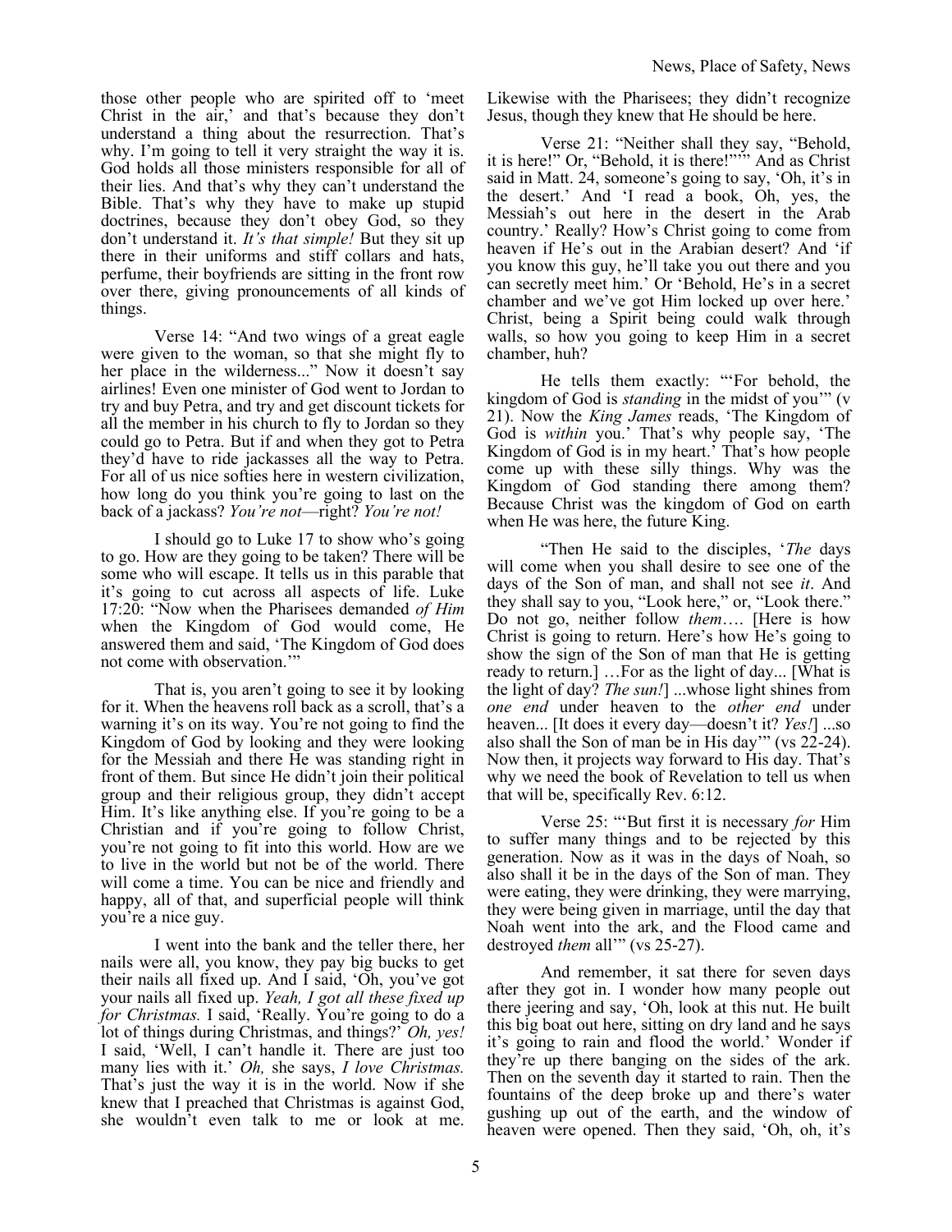those other people who are spirited off to 'meet Christ in the air,' and that's because they don't understand a thing about the resurrection. That's why. I'm going to tell it very straight the way it is. God holds all those ministers responsible for all of their lies. And that's why they can't understand the Bible. That's why they have to make up stupid doctrines, because they don't obey God, so they don't understand it. *It's that simple!* But they sit up there in their uniforms and stiff collars and hats, perfume, their boyfriends are sitting in the front row over there, giving pronouncements of all kinds of things.

Verse 14: "And two wings of a great eagle were given to the woman, so that she might fly to her place in the wilderness..." Now it doesn't say airlines! Even one minister of God went to Jordan to try and buy Petra, and try and get discount tickets for all the member in his church to fly to Jordan so they could go to Petra. But if and when they got to Petra they'd have to ride jackasses all the way to Petra. For all of us nice softies here in western civilization, how long do you think you're going to last on the back of a jackass? *You're not*—right? *You're not!*

I should go to Luke 17 to show who's going to go. How are they going to be taken? There will be some who will escape. It tells us in this parable that it's going to cut across all aspects of life. Luke 17:20: "Now when the Pharisees demanded *of Him* when the Kingdom of God would come, He answered them and said, 'The Kingdom of God does not come with observation.'"

That is, you aren't going to see it by looking for it. When the heavens roll back as a scroll, that's a warning it's on its way. You're not going to find the Kingdom of God by looking and they were looking for the Messiah and there He was standing right in front of them. But since He didn't join their political group and their religious group, they didn't accept Him. It's like anything else. If you're going to be a Christian and if you're going to follow Christ, you're not going to fit into this world. How are we to live in the world but not be of the world. There will come a time. You can be nice and friendly and happy, all of that, and superficial people will think you're a nice guy.

I went into the bank and the teller there, her nails were all, you know, they pay big bucks to get their nails all fixed up. And I said, 'Oh, you've got your nails all fixed up. *Yeah, I got all these fixed up for Christmas.* I said, 'Really. You're going to do a lot of things during Christmas, and things?' *Oh, yes!* I said, 'Well, I can't handle it. There are just too many lies with it.' *Oh,* she says, *I love Christmas.* That's just the way it is in the world. Now if she knew that I preached that Christmas is against God, she wouldn't even talk to me or look at me. Likewise with the Pharisees; they didn't recognize Jesus, though they knew that He should be here.

Verse 21: "Neither shall they say, "Behold, it is here!" Or, "Behold, it is there!""" And as Christ said in Matt. 24, someone's going to say, 'Oh, it's in the desert.' And 'I read a book, Oh, yes, the Messiah's out here in the desert in the Arab country.' Really? How's Christ going to come from heaven if He's out in the Arabian desert? And 'if you know this guy, he'll take you out there and you can secretly meet him.' Or 'Behold, He's in a secret chamber and we've got Him locked up over here.' Christ, being a Spirit being could walk through walls, so how you going to keep Him in a secret chamber, huh?

He tells them exactly: "'For behold, the kingdom of God is *standing* in the midst of you'" (v 21). Now the *King James* reads, 'The Kingdom of God is *within* you.' That's why people say, 'The Kingdom of God is in my heart.' That's how people come up with these silly things. Why was the Kingdom of God standing there among them? Because Christ was the kingdom of God on earth when He was here, the future King.

"Then He said to the disciples, '*The* days will come when you shall desire to see one of the days of the Son of man, and shall not see *it*. And they shall say to you, "Look here," or, "Look there." Do not go, neither follow *them*…. [Here is how Christ is going to return. Here's how He's going to show the sign of the Son of man that He is getting ready to return.] …For as the light of day... [What is the light of day? *The sun!*] ...whose light shines from *one end* under heaven to the *other end* under heaven... [It does it every day—doesn't it? *Yes!*] ...so also shall the Son of man be in His day'" (vs 22-24). Now then, it projects way forward to His day. That's why we need the book of Revelation to tell us when that will be, specifically Rev. 6:12.

Verse 25: "'But first it is necessary *for* Him to suffer many things and to be rejected by this generation. Now as it was in the days of Noah, so also shall it be in the days of the Son of man. They were eating, they were drinking, they were marrying, they were being given in marriage, until the day that Noah went into the ark, and the Flood came and destroyed *them* all'" (vs 25-27).

And remember, it sat there for seven days after they got in. I wonder how many people out there jeering and say, 'Oh, look at this nut. He built this big boat out here, sitting on dry land and he says it's going to rain and flood the world.' Wonder if they're up there banging on the sides of the ark. Then on the seventh day it started to rain. Then the fountains of the deep broke up and there's water gushing up out of the earth, and the window of heaven were opened. Then they said, 'Oh, oh, it's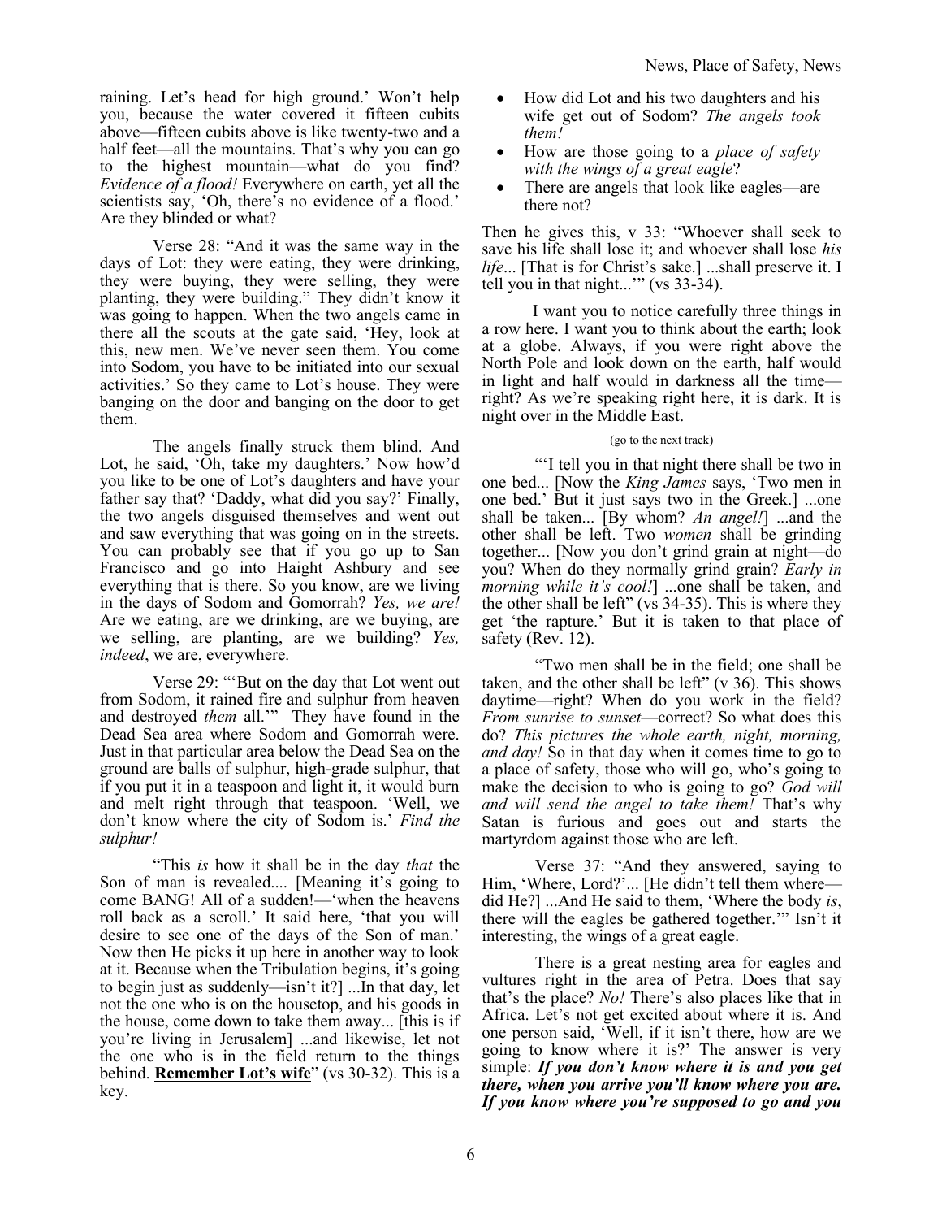raining. Let's head for high ground.' Won't help you, because the water covered it fifteen cubits above—fifteen cubits above is like twenty-two and a half feet—all the mountains. That's why you can go to the highest mountain—what do you find? *Evidence of a flood!* Everywhere on earth, yet all the scientists say, 'Oh, there's no evidence of a flood.' Are they blinded or what?

Verse 28: "And it was the same way in the days of Lot: they were eating, they were drinking, they were buying, they were selling, they were planting, they were building." They didn't know it was going to happen. When the two angels came in there all the scouts at the gate said, 'Hey, look at this, new men. We've never seen them. You come into Sodom, you have to be initiated into our sexual activities.' So they came to Lot's house. They were banging on the door and banging on the door to get them.

The angels finally struck them blind. And Lot, he said, 'Oh, take my daughters.' Now how'd you like to be one of Lot's daughters and have your father say that? 'Daddy, what did you say?' Finally, the two angels disguised themselves and went out and saw everything that was going on in the streets. You can probably see that if you go up to San Francisco and go into Haight Ashbury and see everything that is there. So you know, are we living in the days of Sodom and Gomorrah? *Yes, we are!* Are we eating, are we drinking, are we buying, are we selling, are planting, are we building? *Yes, indeed*, we are, everywhere.

Verse 29: "'But on the day that Lot went out from Sodom, it rained fire and sulphur from heaven and destroyed *them* all.'" They have found in the Dead Sea area where Sodom and Gomorrah were. Just in that particular area below the Dead Sea on the ground are balls of sulphur, high-grade sulphur, that if you put it in a teaspoon and light it, it would burn and melt right through that teaspoon. 'Well, we don't know where the city of Sodom is.' *Find the sulphur!*

"This *is* how it shall be in the day *that* the Son of man is revealed.... [Meaning it's going to come BANG! All of a sudden!—'when the heavens roll back as a scroll.' It said here, 'that you will desire to see one of the days of the Son of man.' Now then He picks it up here in another way to look at it. Because when the Tribulation begins, it's going to begin just as suddenly—isn't it?] ...In that day, let not the one who is on the housetop, and his goods in the house, come down to take them away... [this is if you're living in Jerusalem] ...and likewise, let not the one who is in the field return to the things behind. **<u>Remember Lot's wife</u>**" (vs 30-32). This is a key.

- How did Lot and his two daughters and his wife get out of Sodom? *The angels took them!*
- How are those going to a *place of safety with the wings of a great eagle*?
- There are angels that look like eagles—are there not?

Then he gives this, v 33: "Whoever shall seek to save his life shall lose it; and whoever shall lose *his life*... [That is for Christ's sake.] ...shall preserve it. I tell you in that night...'" (vs 33-34).

I want you to notice carefully three things in a row here. I want you to think about the earth; look at a globe. Always, if you were right above the North Pole and look down on the earth, half would in light and half would in darkness all the time—right? As we're speaking right here, it is dark. It is night over in the Middle East.

(go to the next track)

"'I tell you in that night there shall be two in one bed... [Now the *King James* says, 'Two men in one bed.' But it just says two in the Greek.] ...one shall be taken... [By whom? *An angel!*] ...and the other shall be left. Two *women* shall be grinding together... [Now you don't grind grain at night—do you? When do they normally grind grain? *Early in morning while it's cool!*] ...one shall be taken, and the other shall be left" (vs 34-35). This is where they get 'the rapture.' But it is taken to that place of safety (Rev. 12).

"Two men shall be in the field; one shall be taken, and the other shall be left" (v 36). This shows daytime—right? When do you work in the field? *From sunrise to sunset*—correct? So what does this do? *This pictures the whole earth, night, morning, and day!* So in that day when it comes time to go to a place of safety, those who will go, who's going to make the decision to who is going to go? *God will and will send the angel to take them!* That's why Satan is furious and goes out and starts the martyrdom against those who are left.

Verse 37: "And they answered, saying to Him, 'Where, Lord?'... [He didn't tell them where—did He?] ...And He said to them, 'Where the body *is*, there will the eagles be gathered together.'" Isn't it interesting, the wings of a great eagle.

There is a great nesting area for eagles and vultures right in the area of Petra. Does that say that's the place? *No!* There's also places like that in Africa. Let's not get excited about where it is. And one person said, 'Well, if it isn't there, how are we going to know where it is?' The answer is very simple: ***If you don't know where it is and you get there, when you arrive you'll know where you are. If you know where you're supposed to go and you***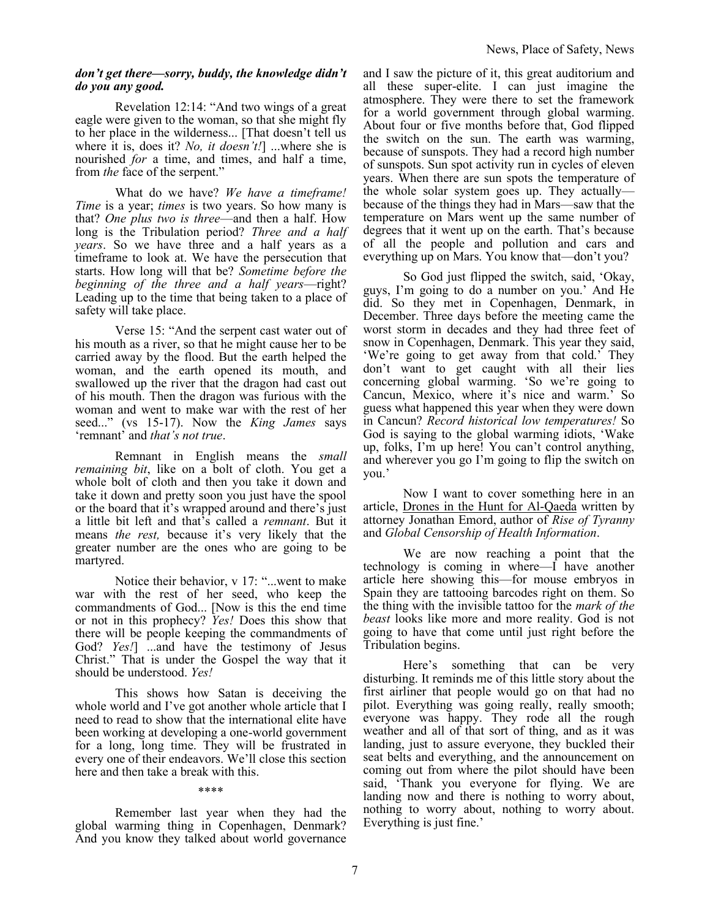***don't get there—sorry, buddy, the knowledge didn't do you any good.***

Revelation 12:14: "And two wings of a great eagle were given to the woman, so that she might fly to her place in the wilderness... [That doesn't tell us where it is, does it? *No, it doesn't!*] ...where she is nourished *for* a time, and times, and half a time, from *the* face of the serpent."

What do we have? *We have a timeframe! Time* is a year; *times* is two years. So how many is that? *One plus two is three*—and then a half. How long is the Tribulation period? *Three and a half years*. So we have three and a half years as a timeframe to look at. We have the persecution that starts. How long will that be? *Sometime before the beginning of the three and a half years*—right? Leading up to the time that being taken to a place of safety will take place.

Verse 15: "And the serpent cast water out of his mouth as a river, so that he might cause her to be carried away by the flood. But the earth helped the woman, and the earth opened its mouth, and swallowed up the river that the dragon had cast out of his mouth. Then the dragon was furious with the woman and went to make war with the rest of her seed..." (vs 15-17). Now the *King James* says 'remnant' and *that's not true*.

Remnant in English means the *small remaining bit*, like on a bolt of cloth. You get a whole bolt of cloth and then you take it down and take it down and pretty soon you just have the spool or the board that it's wrapped around and there's just a little bit left and that's called a *remnant*. But it means *the rest,* because it's very likely that the greater number are the ones who are going to be martyred.

Notice their behavior, v 17: "...went to make war with the rest of her seed, who keep the commandments of God... [Now is this the end time or not in this prophecy? *Yes!* Does this show that there will be people keeping the commandments of God? *Yes!*] ...and have the testimony of Jesus Christ." That is under the Gospel the way that it should be understood. *Yes!*

This shows how Satan is deceiving the whole world and I've got another whole article that I need to read to show that the international elite have been working at developing a one-world government for a long, long time. They will be frustrated in every one of their endeavors. We'll close this section here and then take a break with this.

\*\*\*\*

Remember last year when they had the global warming thing in Copenhagen, Denmark? And you know they talked about world governance and I saw the picture of it, this great auditorium and all these super-elite. I can just imagine the atmosphere. They were there to set the framework for a world government through global warming. About four or five months before that, God flipped the switch on the sun. The earth was warming, because of sunspots. They had a record high number of sunspots. Sun spot activity run in cycles of eleven years. When there are sun spots the temperature of the whole solar system goes up. They actually—because of the things they had in Mars—saw that the temperature on Mars went up the same number of degrees that it went up on the earth. That's because of all the people and pollution and cars and everything up on Mars. You know that—don't you?

So God just flipped the switch, said, 'Okay, guys, I'm going to do a number on you.' And He did. So they met in Copenhagen, Denmark, in December. Three days before the meeting came the worst storm in decades and they had three feet of snow in Copenhagen, Denmark. This year they said, 'We're going to get away from that cold.' They don't want to get caught with all their lies concerning global warming. 'So we're going to Cancun, Mexico, where it's nice and warm.' So guess what happened this year when they were down in Cancun? *Record historical low temperatures!* So God is saying to the global warming idiots, 'Wake up, folks, I'm up here! You can't control anything, and wherever you go I'm going to flip the switch on you.'

Now I want to cover something here in an article, Drones in the Hunt for Al-Qaeda written by attorney Jonathan Emord, author of *Rise of Tyranny* and *Global Censorship of Health Information*.

We are now reaching a point that the technology is coming in where—I have another article here showing this—for mouse embryos in Spain they are tattooing barcodes right on them. So the thing with the invisible tattoo for the *mark of the beast* looks like more and more reality. God is not going to have that come until just right before the Tribulation begins.

Here's something that can be very disturbing. It reminds me of this little story about the first airliner that people would go on that had no pilot. Everything was going really, really smooth; everyone was happy. They rode all the rough weather and all of that sort of thing, and as it was landing, just to assure everyone, they buckled their seat belts and everything, and the announcement on coming out from where the pilot should have been said, 'Thank you everyone for flying. We are landing now and there is nothing to worry about, nothing to worry about, nothing to worry about. Everything is just fine.'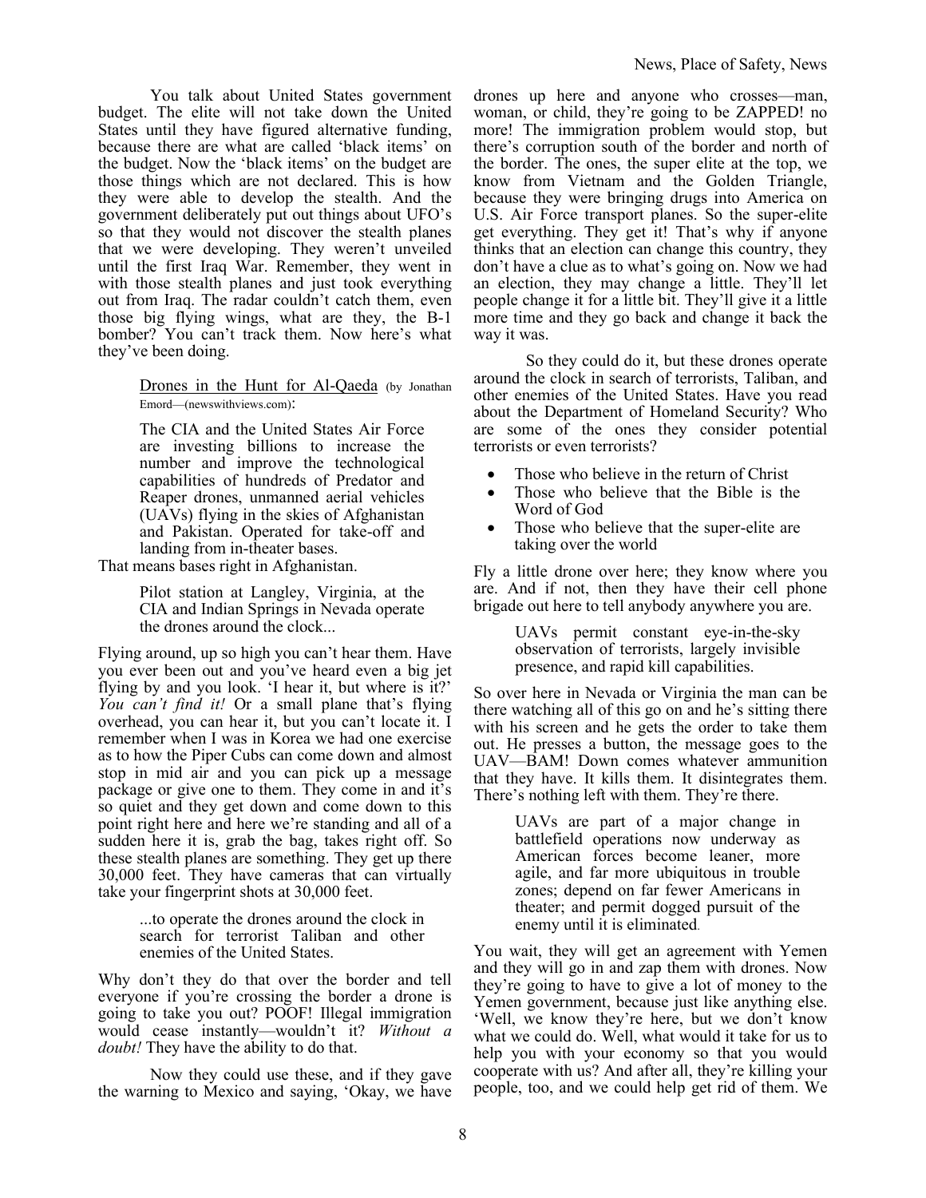You talk about United States government budget. The elite will not take down the United States until they have figured alternative funding, because there are what are called 'black items' on the budget. Now the 'black items' on the budget are those things which are not declared. This is how they were able to develop the stealth. And the government deliberately put out things about UFO's so that they would not discover the stealth planes that we were developing. They weren't unveiled until the first Iraq War. Remember, they went in with those stealth planes and just took everything out from Iraq. The radar couldn't catch them, even those big flying wings, what are they, the B-1 bomber? You can't track them. Now here's what they've been doing.

> Drones in the Hunt for Al-Qaeda (by Jonathan Emord—(newswithviews.com):
>
> The CIA and the United States Air Force are investing billions to increase the number and improve the technological capabilities of hundreds of Predator and Reaper drones, unmanned aerial vehicles (UAVs) flying in the skies of Afghanistan and Pakistan. Operated for take-off and landing from in-theater bases.

That means bases right in Afghanistan.

> Pilot station at Langley, Virginia, at the CIA and Indian Springs in Nevada operate the drones around the clock...

Flying around, up so high you can't hear them. Have you ever been out and you've heard even a big jet flying by and you look. 'I hear it, but where is it?' *You can't find it!* Or a small plane that's flying overhead, you can hear it, but you can't locate it. I remember when I was in Korea we had one exercise as to how the Piper Cubs can come down and almost stop in mid air and you can pick up a message package or give one to them. They come in and it's so quiet and they get down and come down to this point right here and here we're standing and all of a sudden here it is, grab the bag, takes right off. So these stealth planes are something. They get up there 30,000 feet. They have cameras that can virtually take your fingerprint shots at 30,000 feet.

> ...to operate the drones around the clock in search for terrorist Taliban and other enemies of the United States.

Why don't they do that over the border and tell everyone if you're crossing the border a drone is going to take you out? POOF! Illegal immigration would cease instantly—wouldn't it? *Without a doubt!* They have the ability to do that.

Now they could use these, and if they gave the warning to Mexico and saying, 'Okay, we have drones up here and anyone who crosses—man, woman, or child, they're going to be ZAPPED! no more! The immigration problem would stop, but there's corruption south of the border and north of the border. The ones, the super elite at the top, we know from Vietnam and the Golden Triangle, because they were bringing drugs into America on U.S. Air Force transport planes. So the super-elite get everything. They get it! That's why if anyone thinks that an election can change this country, they don't have a clue as to what's going on. Now we had an election, they may change a little. They'll let people change it for a little bit. They'll give it a little more time and they go back and change it back the way it was.

So they could do it, but these drones operate around the clock in search of terrorists, Taliban, and other enemies of the United States. Have you read about the Department of Homeland Security? Who are some of the ones they consider potential terrorists or even terrorists?

- Those who believe in the return of Christ
- Those who believe that the Bible is the Word of God
- Those who believe that the super-elite are taking over the world

Fly a little drone over here; they know where you are. And if not, then they have their cell phone brigade out here to tell anybody anywhere you are.

> UAVs permit constant eye-in-the-sky observation of terrorists, largely invisible presence, and rapid kill capabilities.

So over here in Nevada or Virginia the man can be there watching all of this go on and he's sitting there with his screen and he gets the order to take them out. He presses a button, the message goes to the UAV—BAM! Down comes whatever ammunition that they have. It kills them. It disintegrates them. There's nothing left with them. They're there.

> UAVs are part of a major change in battlefield operations now underway as American forces become leaner, more agile, and far more ubiquitous in trouble zones; depend on far fewer Americans in theater; and permit dogged pursuit of the enemy until it is eliminated.

You wait, they will get an agreement with Yemen and they will go in and zap them with drones. Now they're going to have to give a lot of money to the Yemen government, because just like anything else. 'Well, we know they're here, but we don't know what we could do. Well, what would it take for us to help you with your economy so that you would cooperate with us? And after all, they're killing your people, too, and we could help get rid of them. We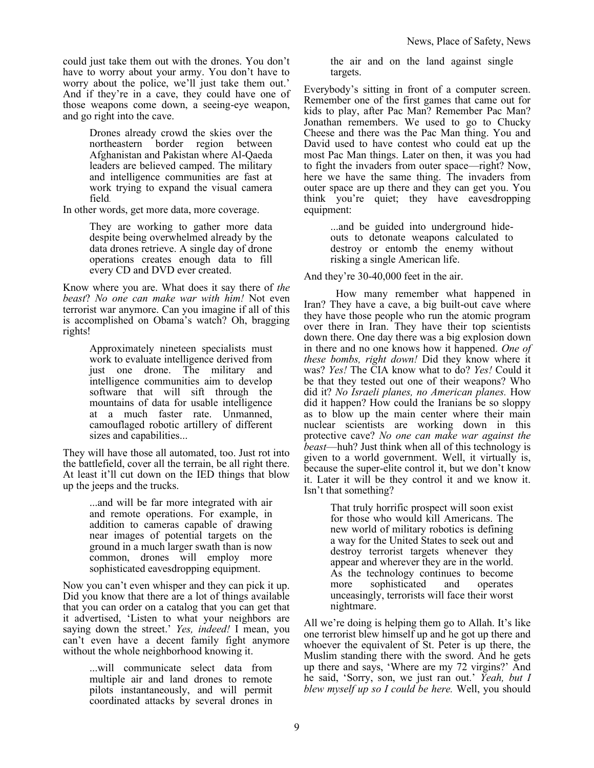could just take them out with the drones. You don't have to worry about your army. You don't have to worry about the police, we'll just take them out.' And if they're in a cave, they could have one of those weapons come down, a seeing-eye weapon, and go right into the cave.

> Drones already crowd the skies over the northeastern border region between Afghanistan and Pakistan where Al-Qaeda leaders are believed camped. The military and intelligence communities are fast at work trying to expand the visual camera field.

In other words, get more data, more coverage.

> They are working to gather more data despite being overwhelmed already by the data drones retrieve. A single day of drone operations creates enough data to fill every CD and DVD ever created.

Know where you are. What does it say there of *the beast*? *No one can make war with him!* Not even terrorist war anymore. Can you imagine if all of this is accomplished on Obama's watch? Oh, bragging rights!

> Approximately nineteen specialists must work to evaluate intelligence derived from just one drone. The military and intelligence communities aim to develop software that will sift through the mountains of data for usable intelligence at a much faster rate. Unmanned, camouflaged robotic artillery of different sizes and capabilities...

They will have those all automated, too. Just rot into the battlefield, cover all the terrain, be all right there. At least it'll cut down on the IED things that blow up the jeeps and the trucks.

> ...and will be far more integrated with air and remote operations. For example, in addition to cameras capable of drawing near images of potential targets on the ground in a much larger swath than is now common, drones will employ more sophisticated eavesdropping equipment.

Now you can't even whisper and they can pick it up. Did you know that there are a lot of things available that you can order on a catalog that you can get that it advertised, 'Listen to what your neighbors are saying down the street.' *Yes, indeed!* I mean, you can't even have a decent family fight anymore without the whole neighborhood knowing it.

> ...will communicate select data from multiple air and land drones to remote pilots instantaneously, and will permit coordinated attacks by several drones in the air and on the land against single targets.

Everybody's sitting in front of a computer screen. Remember one of the first games that came out for kids to play, after Pac Man? Remember Pac Man? Jonathan remembers. We used to go to Chucky Cheese and there was the Pac Man thing. You and David used to have contest who could eat up the most Pac Man things. Later on then, it was you had to fight the invaders from outer space—right? Now, here we have the same thing. The invaders from outer space are up there and they can get you. You think you're quiet; they have eavesdropping equipment:

> ...and be guided into underground hide-outs to detonate weapons calculated to destroy or entomb the enemy without risking a single American life.

And they're 30-40,000 feet in the air.

How many remember what happened in Iran? They have a cave, a big built-out cave where they have those people who run the atomic program over there in Iran. They have their top scientists down there. One day there was a big explosion down in there and no one knows how it happened. *One of these bombs, right down!* Did they know where it was? *Yes!* The CIA know what to do? *Yes!* Could it be that they tested out one of their weapons? Who did it? *No Israeli planes, no American planes.* How did it happen? How could the Iranians be so sloppy as to blow up the main center where their main nuclear scientists are working down in this protective cave? *No one can make war against the beast*—huh? Just think when all of this technology is given to a world government. Well, it virtually is, because the super-elite control it, but we don't know it. Later it will be they control it and we know it. Isn't that something?

> That truly horrific prospect will soon exist for those who would kill Americans. The new world of military robotics is defining a way for the United States to seek out and destroy terrorist targets whenever they appear and wherever they are in the world. As the technology continues to become more sophisticated and operates unceasingly, terrorists will face their worst nightmare.

All we're doing is helping them go to Allah. It's like one terrorist blew himself up and he got up there and whoever the equivalent of St. Peter is up there, the Muslim standing there with the sword. And he gets up there and says, 'Where are my 72 virgins?' And he said, 'Sorry, son, we just ran out.' *Yeah, but I blew myself up so I could be here.* Well, you should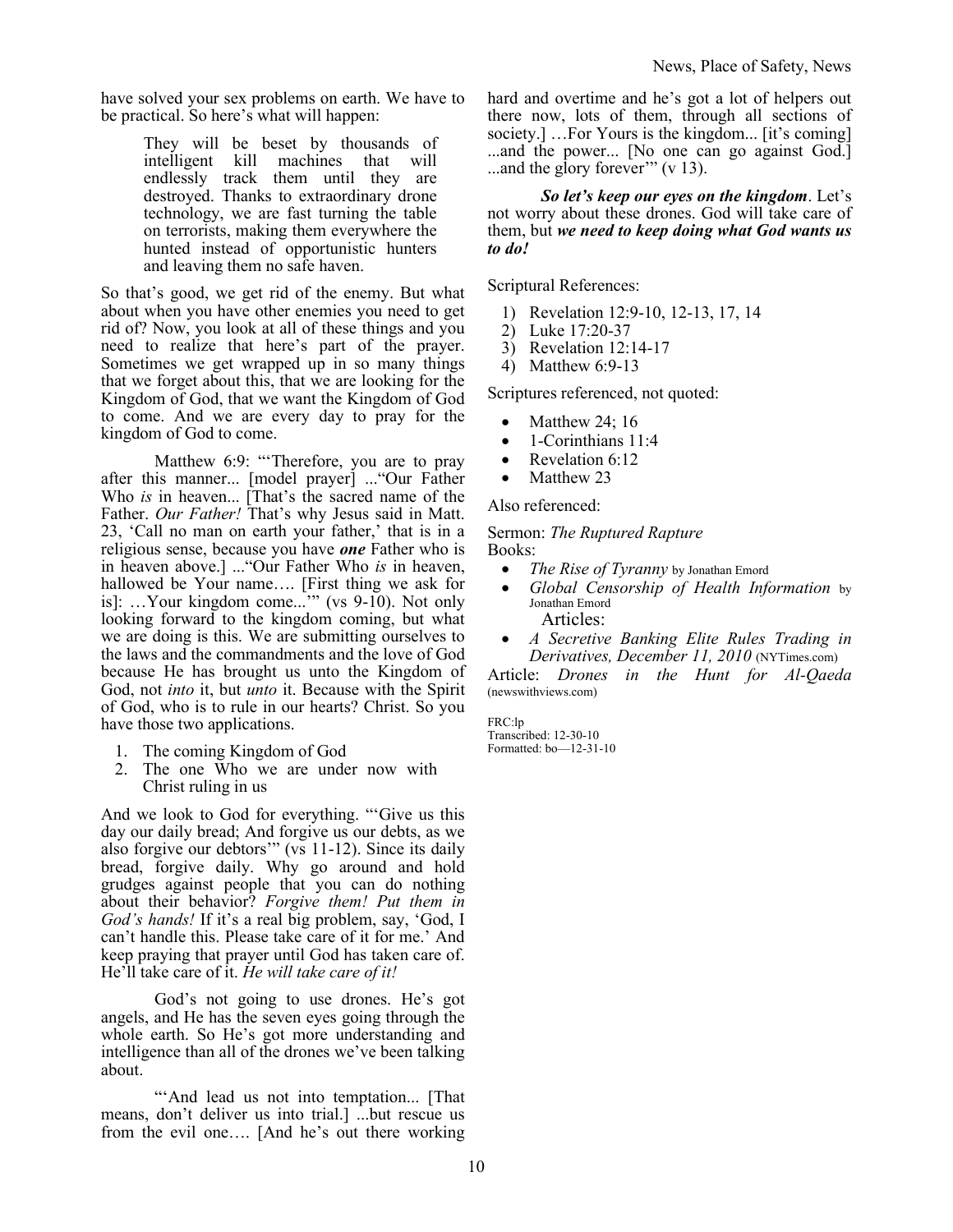have solved your sex problems on earth. We have to be practical. So here's what will happen:

> They will be beset by thousands of intelligent kill machines that will endlessly track them until they are destroyed. Thanks to extraordinary drone technology, we are fast turning the table on terrorists, making them everywhere the hunted instead of opportunistic hunters and leaving them no safe haven.

So that's good, we get rid of the enemy. But what about when you have other enemies you need to get rid of? Now, you look at all of these things and you need to realize that here's part of the prayer. Sometimes we get wrapped up in so many things that we forget about this, that we are looking for the Kingdom of God, that we want the Kingdom of God to come. And we are every day to pray for the kingdom of God to come.

Matthew 6:9: "'Therefore, you are to pray after this manner... [model prayer] ..."Our Father Who *is* in heaven... [That's the sacred name of the Father. *Our Father!* That's why Jesus said in Matt. 23, 'Call no man on earth your father,' that is in a religious sense, because you have ***one*** Father who is in heaven above.] ..."Our Father Who *is* in heaven, hallowed be Your name…. [First thing we ask for is]: …Your kingdom come...'" (vs 9-10). Not only looking forward to the kingdom coming, but what we are doing is this. We are submitting ourselves to the laws and the commandments and the love of God because He has brought us unto the Kingdom of God, not *into* it, but *unto* it. Because with the Spirit of God, who is to rule in our hearts? Christ. So you have those two applications.

1. The coming Kingdom of God
2. The one Who we are under now with Christ ruling in us

And we look to God for everything. "'Give us this day our daily bread; And forgive us our debts, as we also forgive our debtors'" (vs 11-12). Since its daily bread, forgive daily. Why go around and hold grudges against people that you can do nothing about their behavior? *Forgive them! Put them in God's hands!* If it's a real big problem, say, 'God, I can't handle this. Please take care of it for me.' And keep praying that prayer until God has taken care of. He'll take care of it. *He will take care of it!*

God's not going to use drones. He's got angels, and He has the seven eyes going through the whole earth. So He's got more understanding and intelligence than all of the drones we've been talking about.

"'And lead us not into temptation... [That means, don't deliver us into trial.] ...but rescue us from the evil one…. [And he's out there working hard and overtime and he's got a lot of helpers out there now, lots of them, through all sections of society.] …For Yours is the kingdom... [it's coming] ...and the power... [No one can go against God.] ...and the glory forever'" (v 13).

***So let's keep our eyes on the kingdom***. Let's not worry about these drones. God will take care of them, but ***we need to keep doing what God wants us to do!***

Scriptural References:

1) Revelation 12:9-10, 12-13, 17, 14
2) Luke 17:20-37
3) Revelation 12:14-17
4) Matthew 6:9-13

Scriptures referenced, not quoted:

- Matthew 24; 16
- 1-Corinthians 11:4
- Revelation 6:12
- Matthew 23

Also referenced:

Sermon: *The Ruptured Rapture*
Books:

- *The Rise of Tyranny* by Jonathan Emord
- *Global Censorship of Health Information* by Jonathan Emord

Articles:

- *A Secretive Banking Elite Rules Trading in Derivatives, December 11, 2010* (NYTimes.com)

Article: *Drones in the Hunt for Al-Qaeda* (newswithviews.com)

FRC:lp
Transcribed: 12-30-10
Formatted: bo—12-31-10